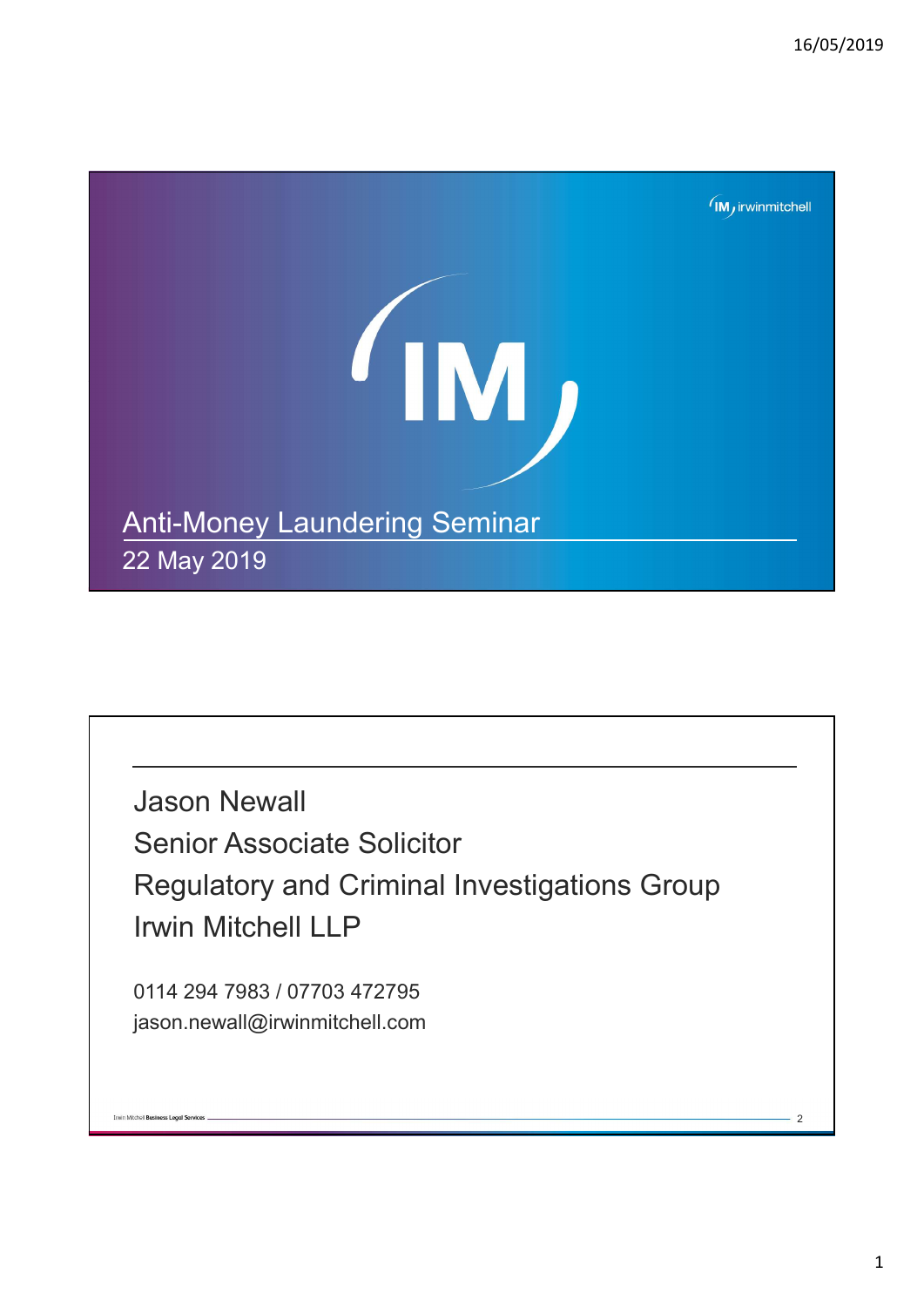# Anti-Money Laundering Seminar

22 May 2019

---

Jason Newall

Senior Associate Solicitor

Regulatory and Criminal Investigations Group

Irwin Mitchell LLP

0114 294 7983 / 07703 472795

jason.newall@irwinmitchell.com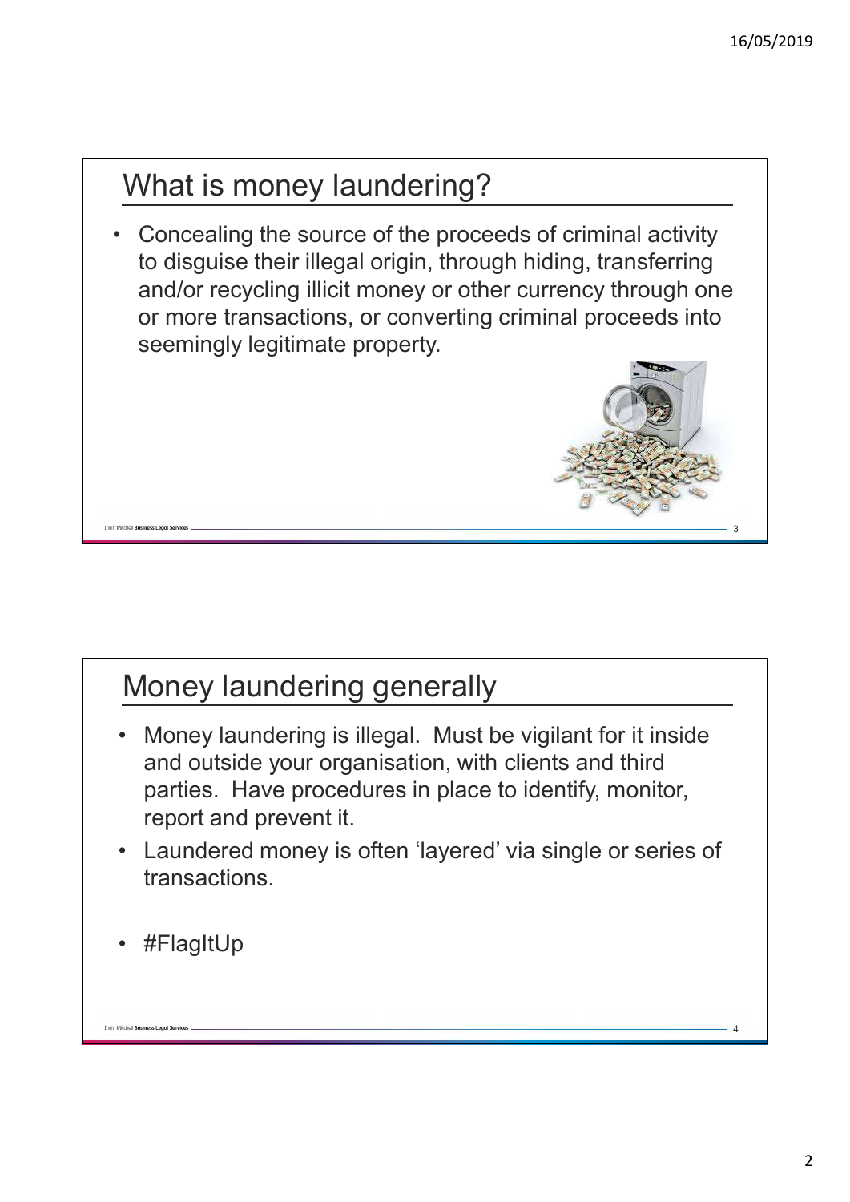## What is money laundering?

- Concealing the source of the proceeds of criminal activity to disguise their illegal origin, through hiding, transferring and/or recycling illicit money or other currency through one or more transactions, or converting criminal proceeds into seemingly legitimate property.

## Money laundering generally

- Money laundering is illegal. Must be vigilant for it inside and outside your organisation, with clients and third parties. Have procedures in place to identify, monitor, report and prevent it.
- Laundered money is often 'layered' via single or series of transactions.
- #FlagItUp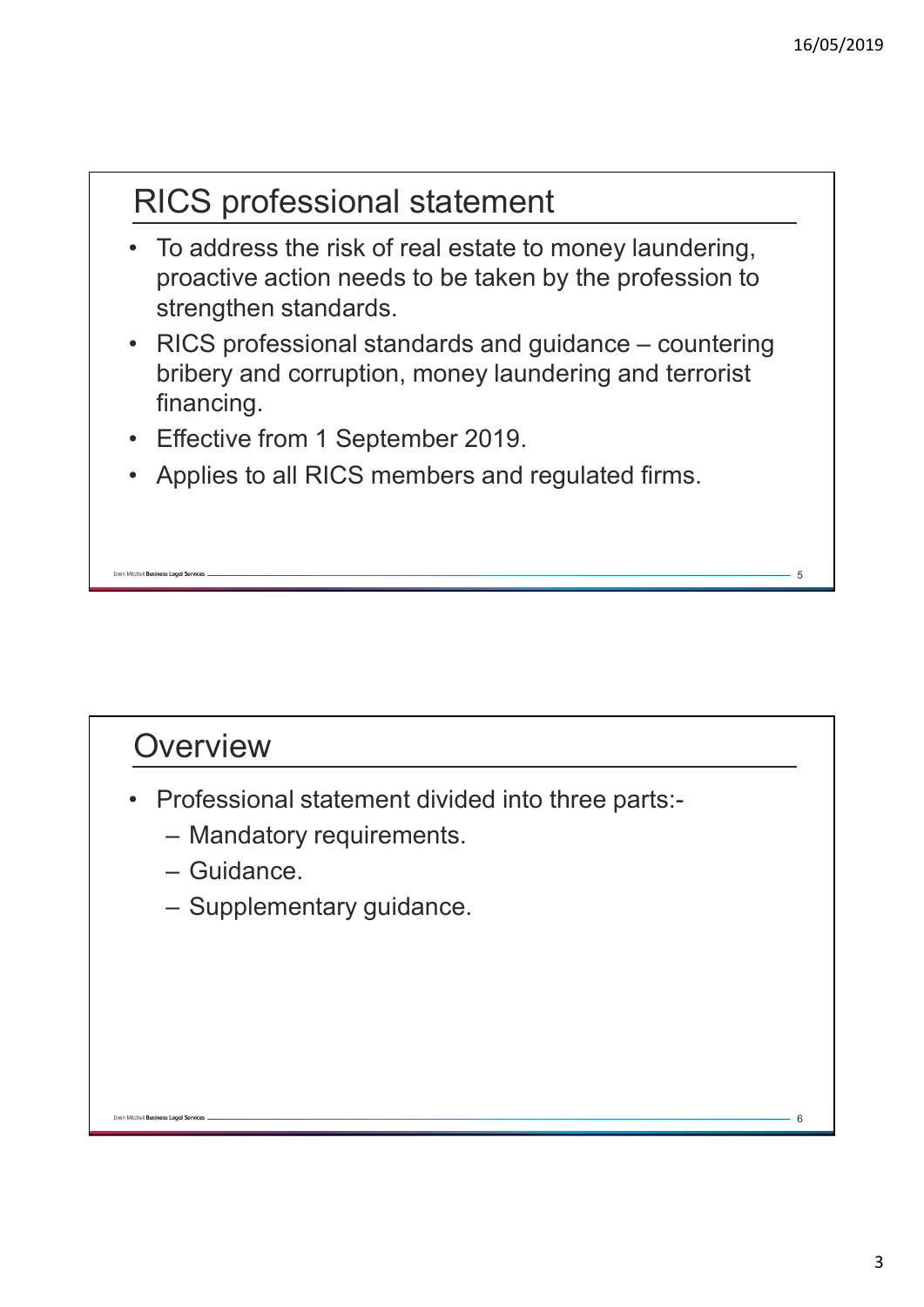## RICS professional statement

- To address the risk of real estate to money laundering, proactive action needs to be taken by the profession to strengthen standards.
- RICS professional standards and guidance – countering bribery and corruption, money laundering and terrorist financing.
- Effective from 1 September 2019.
- Applies to all RICS members and regulated firms.

## Overview

- Professional statement divided into three parts:-
  - Mandatory requirements.
  - Guidance.
  - Supplementary guidance.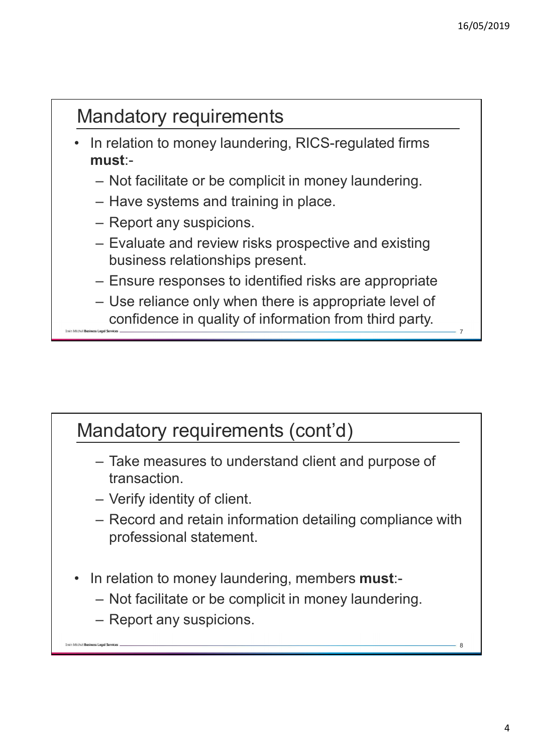## Mandatory requirements

- In relation to money laundering, RICS-regulated firms **must**:-
  - Not facilitate or be complicit in money laundering.
  - Have systems and training in place.
  - Report any suspicions.
  - Evaluate and review risks prospective and existing business relationships present.
  - Ensure responses to identified risks are appropriate
  - Use reliance only when there is appropriate level of confidence in quality of information from third party.

## Mandatory requirements (cont'd)

  - Take measures to understand client and purpose of transaction.
  - Verify identity of client.
  - Record and retain information detailing compliance with professional statement.

- In relation to money laundering, members **must**:-
  - Not facilitate or be complicit in money laundering.
  - Report any suspicions.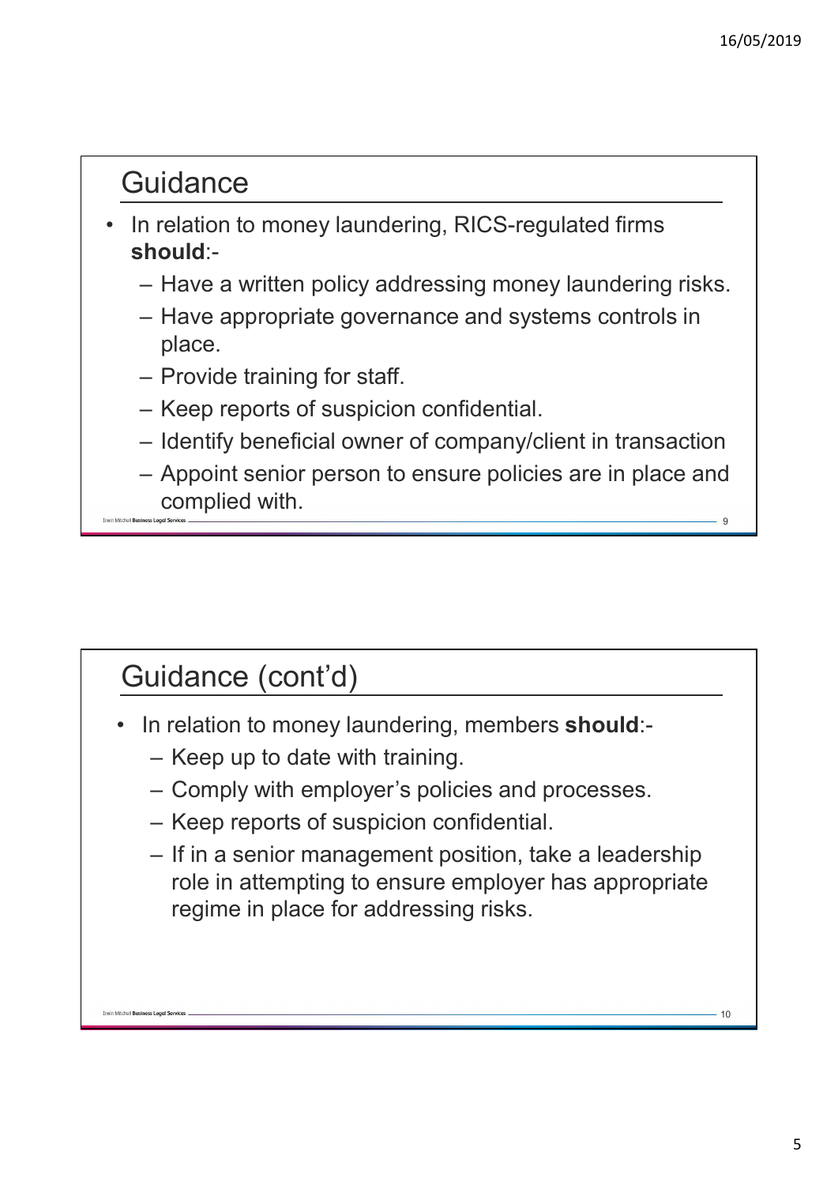## Guidance

- In relation to money laundering, RICS-regulated firms **should**:-
  - Have a written policy addressing money laundering risks.
  - Have appropriate governance and systems controls in place.
  - Provide training for staff.
  - Keep reports of suspicion confidential.
  - Identify beneficial owner of company/client in transaction
  - Appoint senior person to ensure policies are in place and complied with.

## Guidance (cont'd)

- In relation to money laundering, members **should**:-
  - Keep up to date with training.
  - Comply with employer's policies and processes.
  - Keep reports of suspicion confidential.
  - If in a senior management position, take a leadership role in attempting to ensure employer has appropriate regime in place for addressing risks.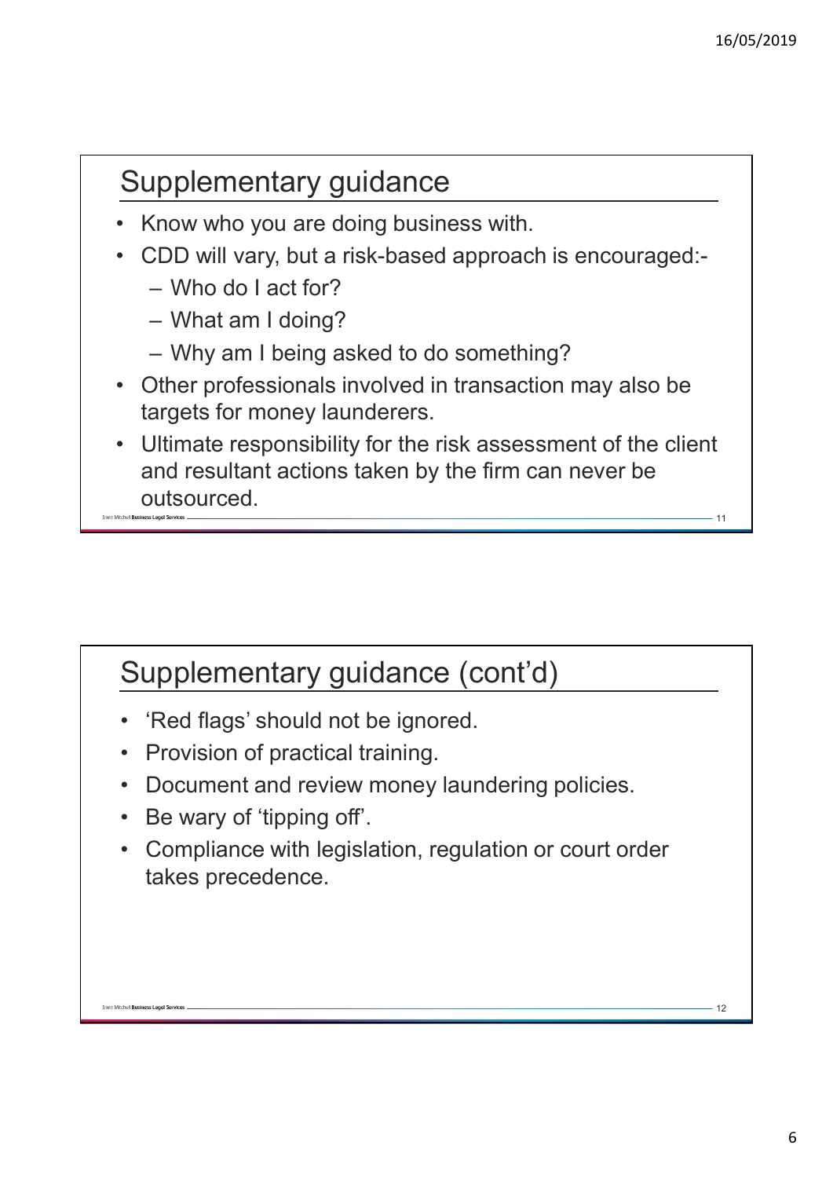## Supplementary guidance

- Know who you are doing business with.
- CDD will vary, but a risk-based approach is encouraged:-
  - Who do I act for?
  - What am I doing?
  - Why am I being asked to do something?
- Other professionals involved in transaction may also be targets for money launderers.
- Ultimate responsibility for the risk assessment of the client and resultant actions taken by the firm can never be outsourced.

## Supplementary guidance (cont'd)

- 'Red flags' should not be ignored.
- Provision of practical training.
- Document and review money laundering policies.
- Be wary of 'tipping off'.
- Compliance with legislation, regulation or court order takes precedence.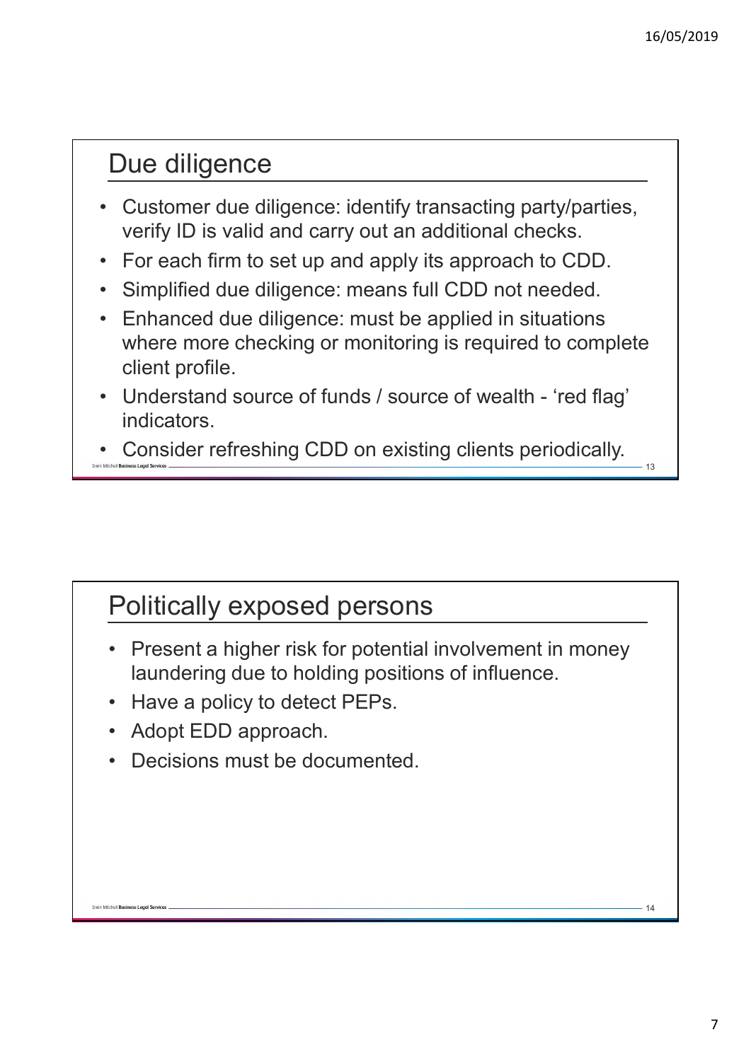## Due diligence

- Customer due diligence: identify transacting party/parties, verify ID is valid and carry out an additional checks.
- For each firm to set up and apply its approach to CDD.
- Simplified due diligence: means full CDD not needed.
- Enhanced due diligence: must be applied in situations where more checking or monitoring is required to complete client profile.
- Understand source of funds / source of wealth - 'red flag' indicators.
- Consider refreshing CDD on existing clients periodically.

## Politically exposed persons

- Present a higher risk for potential involvement in money laundering due to holding positions of influence.
- Have a policy to detect PEPs.
- Adopt EDD approach.
- Decisions must be documented.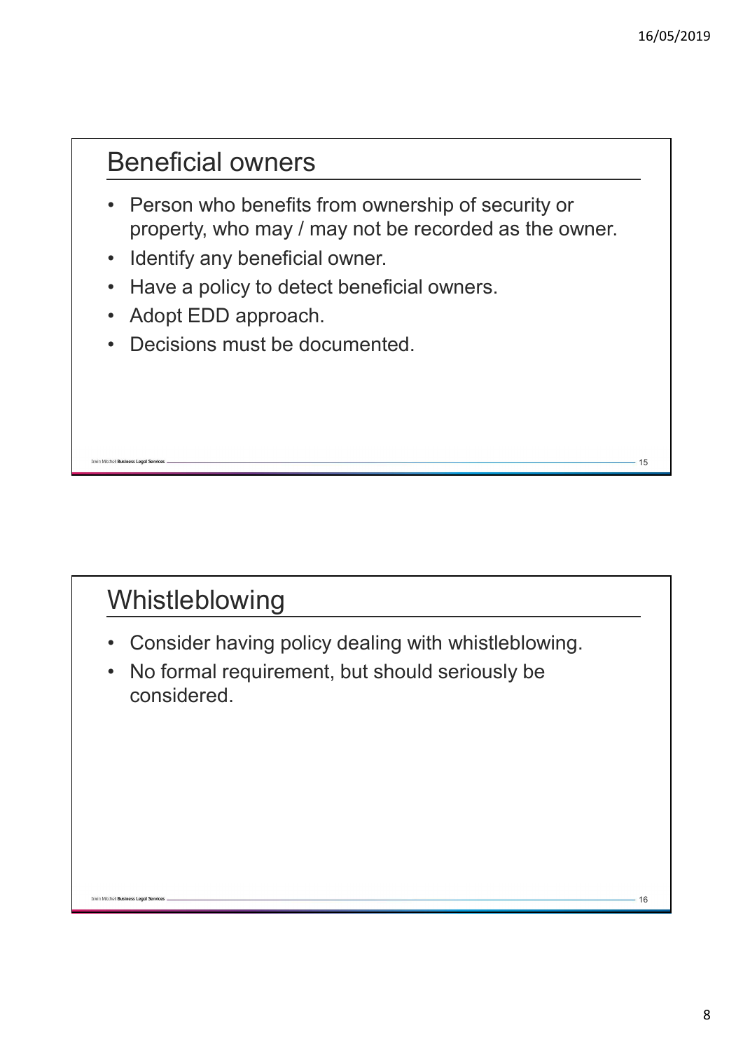## Beneficial owners

- Person who benefits from ownership of security or property, who may / may not be recorded as the owner.
- Identify any beneficial owner.
- Have a policy to detect beneficial owners.
- Adopt EDD approach.
- Decisions must be documented.

## Whistleblowing

- Consider having policy dealing with whistleblowing.
- No formal requirement, but should seriously be considered.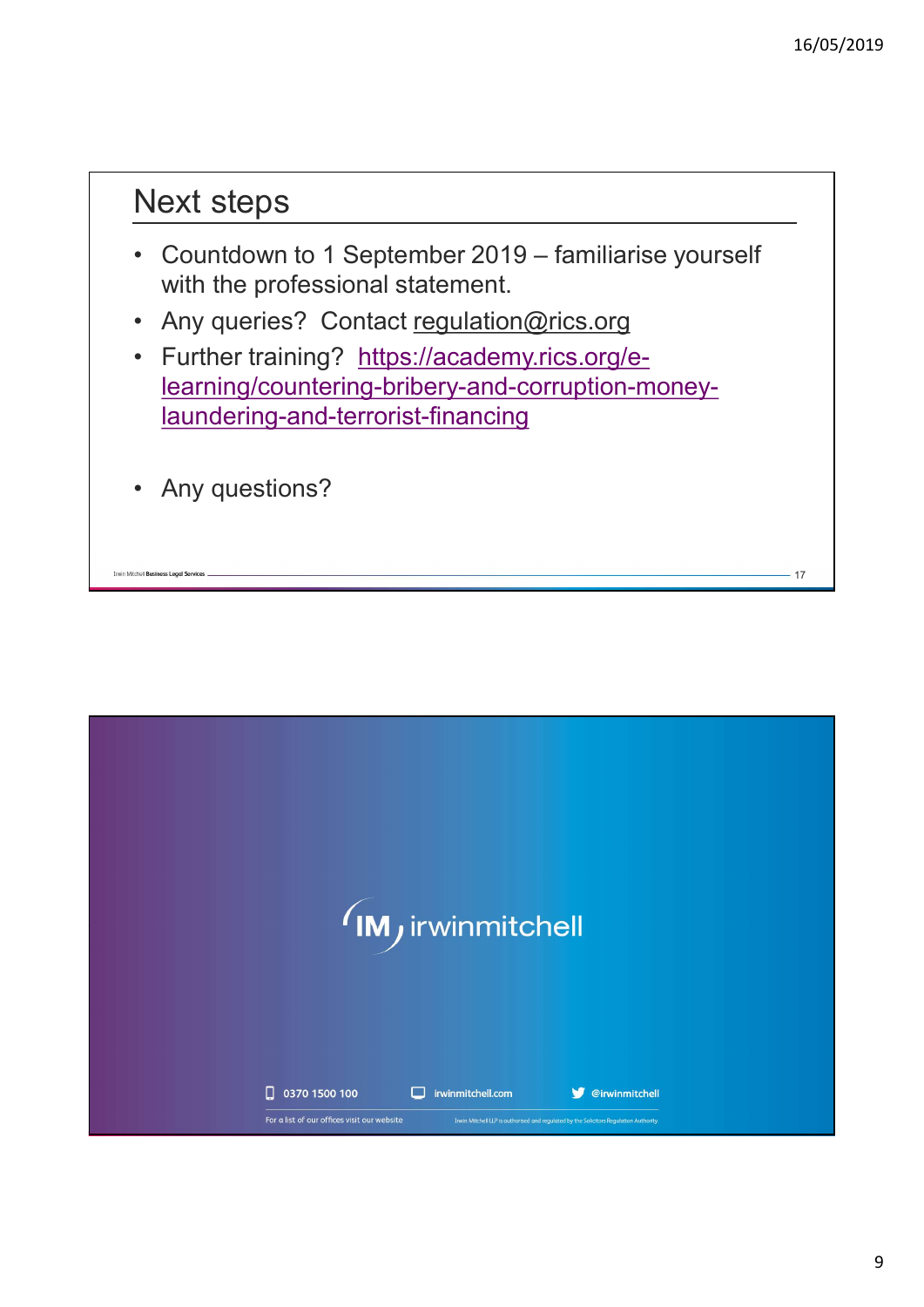## Next steps

- Countdown to 1 September 2019 – familiarise yourself with the professional statement.
- Any queries? Contact regulation@rics.org
- Further training? https://academy.rics.org/e-learning/countering-bribery-and-corruption-money-laundering-and-terrorist-financing
- Any questions?

irwinmitchell

0370 1500 100 | irwinmitchell.com | @irwinmitchell

For a list of our offices visit our website

Irwin Mitchell LLP is authorised and regulated by the Solicitors Regulation Authority.